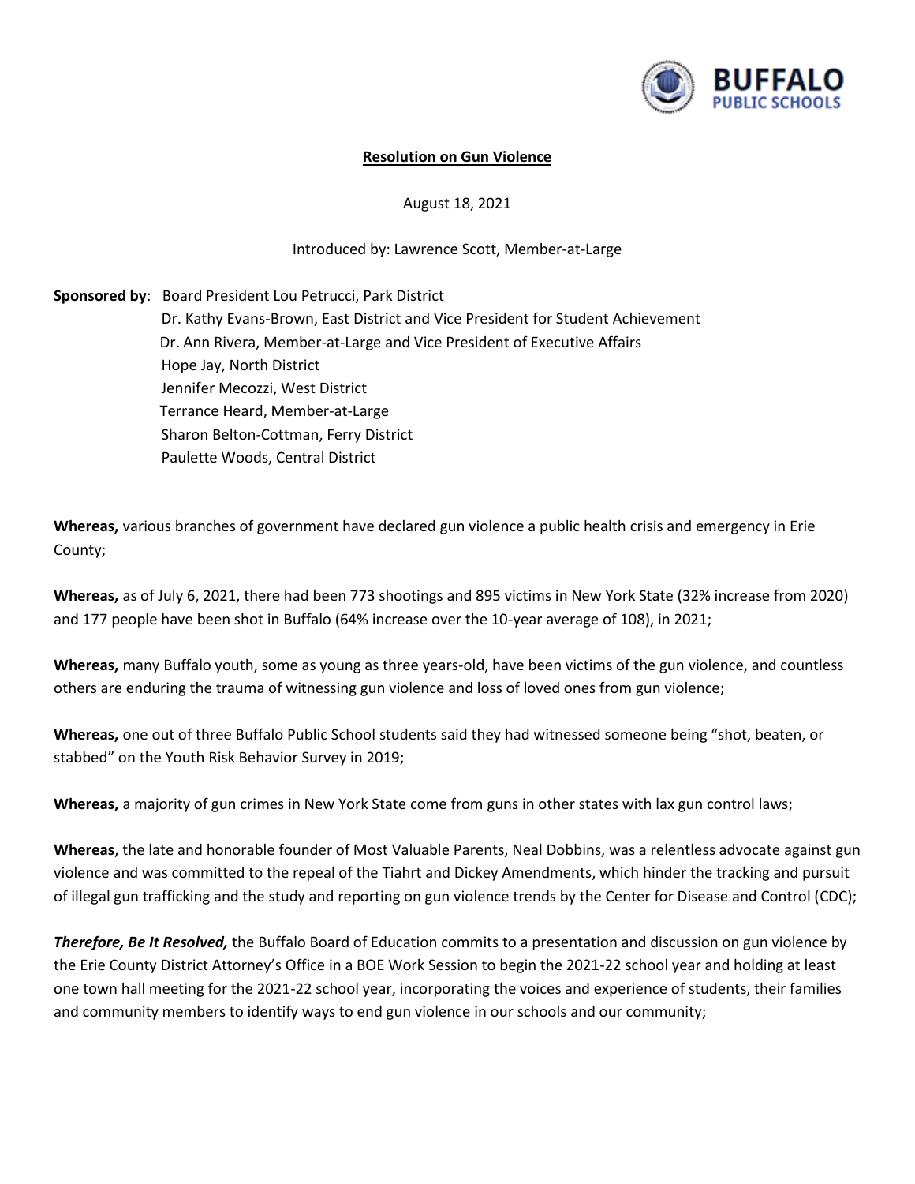BUFFALO PUBLIC SCHOOLS

**Resolution on Gun Violence**

August 18, 2021

Introduced by: Lawrence Scott, Member-at-Large

**Sponsored by**: Board President Lou Petrucci, Park District
Dr. Kathy Evans-Brown, East District and Vice President for Student Achievement
Dr. Ann Rivera, Member-at-Large and Vice President of Executive Affairs
Hope Jay, North District
Jennifer Mecozzi, West District
Terrance Heard, Member-at-Large
Sharon Belton-Cottman, Ferry District
Paulette Woods, Central District

**Whereas,** various branches of government have declared gun violence a public health crisis and emergency in Erie County;

**Whereas,** as of July 6, 2021, there had been 773 shootings and 895 victims in New York State (32% increase from 2020) and 177 people have been shot in Buffalo (64% increase over the 10-year average of 108), in 2021;

**Whereas,** many Buffalo youth, some as young as three years-old, have been victims of the gun violence, and countless others are enduring the trauma of witnessing gun violence and loss of loved ones from gun violence;

**Whereas,** one out of three Buffalo Public School students said they had witnessed someone being "shot, beaten, or stabbed" on the Youth Risk Behavior Survey in 2019;

**Whereas,** a majority of gun crimes in New York State come from guns in other states with lax gun control laws;

**Whereas**, the late and honorable founder of Most Valuable Parents, Neal Dobbins, was a relentless advocate against gun violence and was committed to the repeal of the Tiahrt and Dickey Amendments, which hinder the tracking and pursuit of illegal gun trafficking and the study and reporting on gun violence trends by the Center for Disease and Control (CDC);

***Therefore, Be It Resolved,*** the Buffalo Board of Education commits to a presentation and discussion on gun violence by the Erie County District Attorney's Office in a BOE Work Session to begin the 2021-22 school year and holding at least one town hall meeting for the 2021-22 school year, incorporating the voices and experience of students, their families and community members to identify ways to end gun violence in our schools and our community;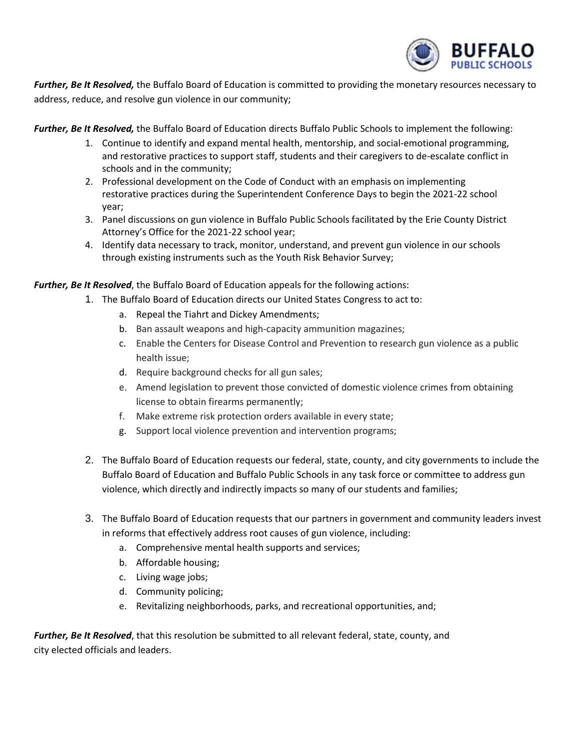***Further, Be It Resolved,*** the Buffalo Board of Education is committed to providing the monetary resources necessary to address, reduce, and resolve gun violence in our community;

***Further, Be It Resolved,*** the Buffalo Board of Education directs Buffalo Public Schools to implement the following:

1. Continue to identify and expand mental health, mentorship, and social-emotional programming, and restorative practices to support staff, students and their caregivers to de-escalate conflict in schools and in the community;
2. Professional development on the Code of Conduct with an emphasis on implementing restorative practices during the Superintendent Conference Days to begin the 2021-22 school year;
3. Panel discussions on gun violence in Buffalo Public Schools facilitated by the Erie County District Attorney's Office for the 2021-22 school year;
4. Identify data necessary to track, monitor, understand, and prevent gun violence in our schools through existing instruments such as the Youth Risk Behavior Survey;

***Further, Be It Resolved***, the Buffalo Board of Education appeals for the following actions:

1. The Buffalo Board of Education directs our United States Congress to act to:
   a. Repeal the Tiahrt and Dickey Amendments;
   b. Ban assault weapons and high-capacity ammunition magazines;
   c. Enable the Centers for Disease Control and Prevention to research gun violence as a public health issue;
   d. Require background checks for all gun sales;
   e. Amend legislation to prevent those convicted of domestic violence crimes from obtaining license to obtain firearms permanently;
   f. Make extreme risk protection orders available in every state;
   g. Support local violence prevention and intervention programs;

2. The Buffalo Board of Education requests our federal, state, county, and city governments to include the Buffalo Board of Education and Buffalo Public Schools in any task force or committee to address gun violence, which directly and indirectly impacts so many of our students and families;

3. The Buffalo Board of Education requests that our partners in government and community leaders invest in reforms that effectively address root causes of gun violence, including:
   a. Comprehensive mental health supports and services;
   b. Affordable housing;
   c. Living wage jobs;
   d. Community policing;
   e. Revitalizing neighborhoods, parks, and recreational opportunities, and;

***Further, Be It Resolved***, that this resolution be submitted to all relevant federal, state, county, and city elected officials and leaders.